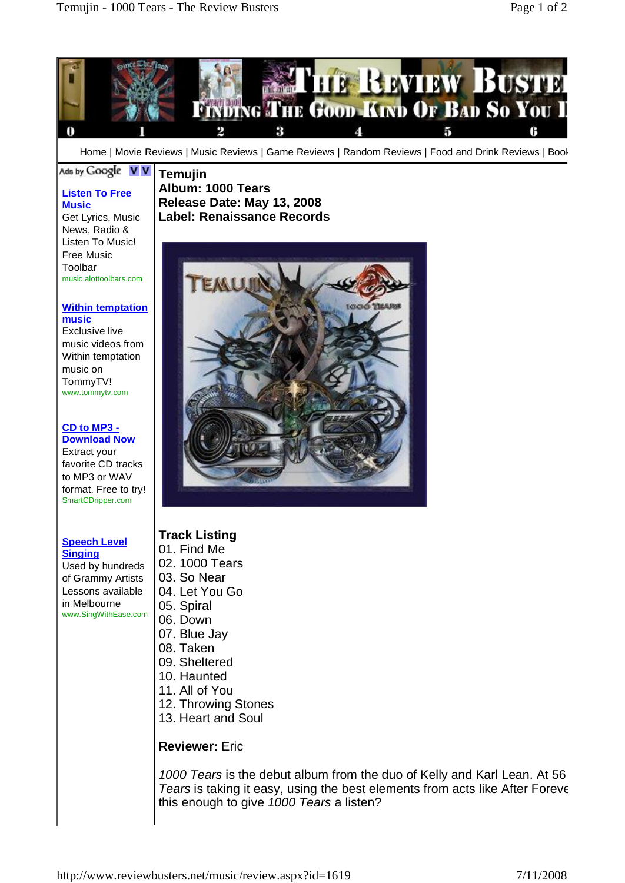Home | Movie Reviews | Music Reviews | Game Reviews | Random Reviews | Food and Drink Reviews | Book

Ads by Google

**Listen To Free Music**
Get Lyrics, Music News, Radio & Listen To Music! Free Music Toolbar
music.alottoolbars.com

**Within temptation music**
Exclusive live music videos from Within temptation music on TommyTV!
www.tommytv.com

**CD to MP3 - Download Now**
Extract your favorite CD tracks to MP3 or WAV format. Free to try!
SmartCDripper.com

**Speech Level Singing**
Used by hundreds of Grammy Artists Lessons available in Melbourne
www.SingWithEase.com

**Temujin**
**Album: 1000 Tears**
**Release Date: May 13, 2008**
**Label: Renaissance Records**

**Track Listing**
01. Find Me
02. 1000 Tears
03. So Near
04. Let You Go
05. Spiral
06. Down
07. Blue Jay
08. Taken
09. Sheltered
10. Haunted
11. All of You
12. Throwing Stones
13. Heart and Soul

**Reviewer:** Eric

*1000 Tears* is the debut album from the duo of Kelly and Karl Lean. At 56 *Tears* is taking it easy, using the best elements from acts like After Foreve this enough to give *1000 Tears* a listen?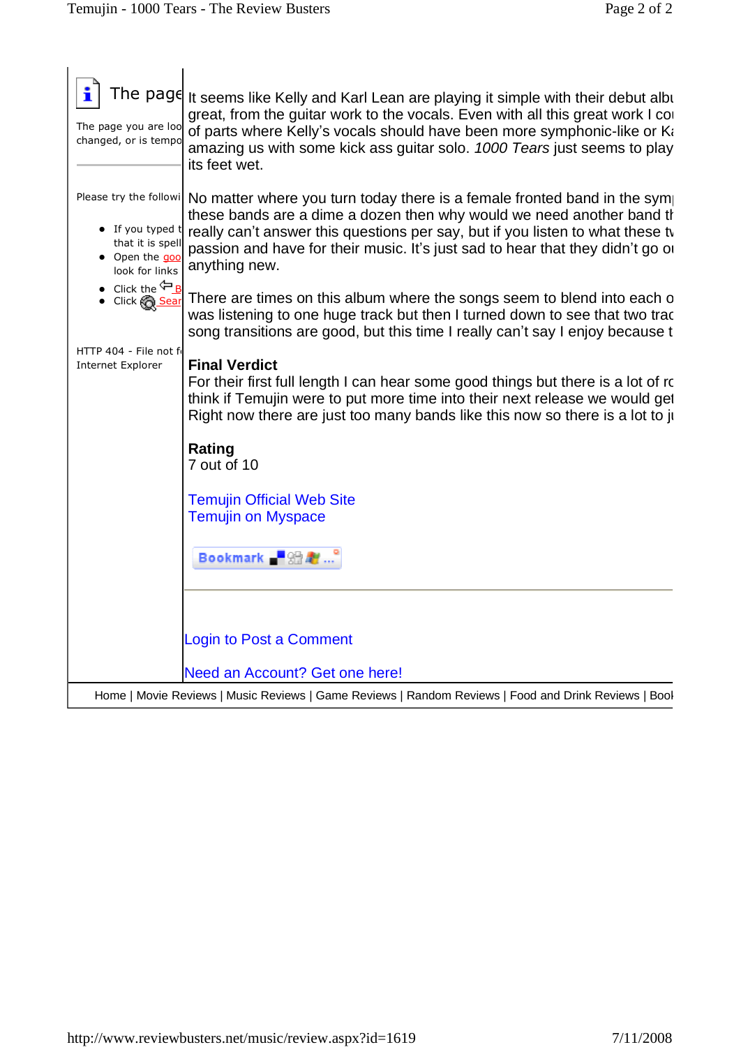The page

The page you are loo changed, or is tempo

Please try the followi

- If you typed t that it is spell
- Open the goo look for links
- Click the B
- Click Sear

HTTP 404 - File not f Internet Explorer

It seems like Kelly and Karl Lean are playing it simple with their debut albu great, from the guitar work to the vocals. Even with all this great work I cou of parts where Kelly's vocals should have been more symphonic-like or Ka amazing us with some kick ass guitar solo. *1000 Tears* just seems to play its feet wet.

No matter where you turn today there is a female fronted band in the symp these bands are a dime a dozen then why would we need another band th really can't answer this questions per say, but if you listen to what these tw passion and have for their music. It's just sad to hear that they didn't go ou anything new.

There are times on this album where the songs seem to blend into each o was listening to one huge track but then I turned down to see that two trac song transitions are good, but this time I really can't say I enjoy because t

**Final Verdict**
For their first full length I can hear some good things but there is a lot of ro think if Temujin were to put more time into their next release we would get Right now there are just too many bands like this now so there is a lot to ju

**Rating**
7 out of 10

Temujin Official Web Site
Temujin on Myspace

Bookmark

Login to Post a Comment

Need an Account? Get one here!

Home | Movie Reviews | Music Reviews | Game Reviews | Random Reviews | Food and Drink Reviews | Boo